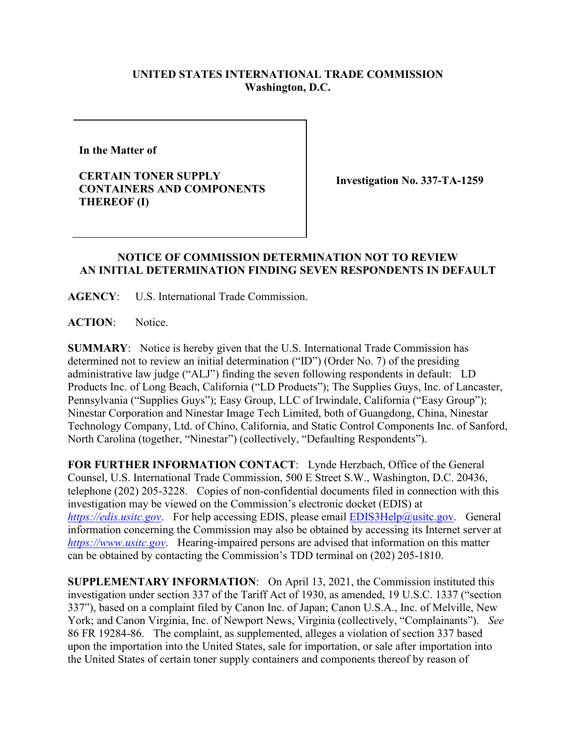**UNITED STATES INTERNATIONAL TRADE COMMISSION**
**Washington, D.C.**

| In the Matter of<br><br>**CERTAIN TONER SUPPLY CONTAINERS AND COMPONENTS THEREOF (I)** | **Investigation No. 337-TA-1259** |
| --- | --- |

**NOTICE OF COMMISSION DETERMINATION NOT TO REVIEW AN INITIAL DETERMINATION FINDING SEVEN RESPONDENTS IN DEFAULT**

**AGENCY**: U.S. International Trade Commission.

**ACTION**: Notice.

**SUMMARY**: Notice is hereby given that the U.S. International Trade Commission has determined not to review an initial determination ("ID") (Order No. 7) of the presiding administrative law judge ("ALJ") finding the seven following respondents in default: LD Products Inc. of Long Beach, California ("LD Products"); The Supplies Guys, Inc. of Lancaster, Pennsylvania ("Supplies Guys"); Easy Group, LLC of Irwindale, California ("Easy Group"); Ninestar Corporation and Ninestar Image Tech Limited, both of Guangdong, China, Ninestar Technology Company, Ltd. of Chino, California, and Static Control Components Inc. of Sanford, North Carolina (together, "Ninestar") (collectively, "Defaulting Respondents").

**FOR FURTHER INFORMATION CONTACT**: Lynde Herzbach, Office of the General Counsel, U.S. International Trade Commission, 500 E Street S.W., Washington, D.C. 20436, telephone (202) 205-3228. Copies of non-confidential documents filed in connection with this investigation may be viewed on the Commission's electronic docket (EDIS) at *https://edis.usitc.gov*. For help accessing EDIS, please email EDIS3Help@usitc.gov. General information concerning the Commission may also be obtained by accessing its Internet server at *https://www.usitc.gov*. Hearing-impaired persons are advised that information on this matter can be obtained by contacting the Commission's TDD terminal on (202) 205-1810.

**SUPPLEMENTARY INFORMATION**: On April 13, 2021, the Commission instituted this investigation under section 337 of the Tariff Act of 1930, as amended, 19 U.S.C. 1337 ("section 337"), based on a complaint filed by Canon Inc. of Japan; Canon U.S.A., Inc. of Melville, New York; and Canon Virginia, Inc. of Newport News, Virginia (collectively, "Complainants"). *See* 86 FR 19284-86. The complaint, as supplemented, alleges a violation of section 337 based upon the importation into the United States, sale for importation, or sale after importation into the United States of certain toner supply containers and components thereof by reason of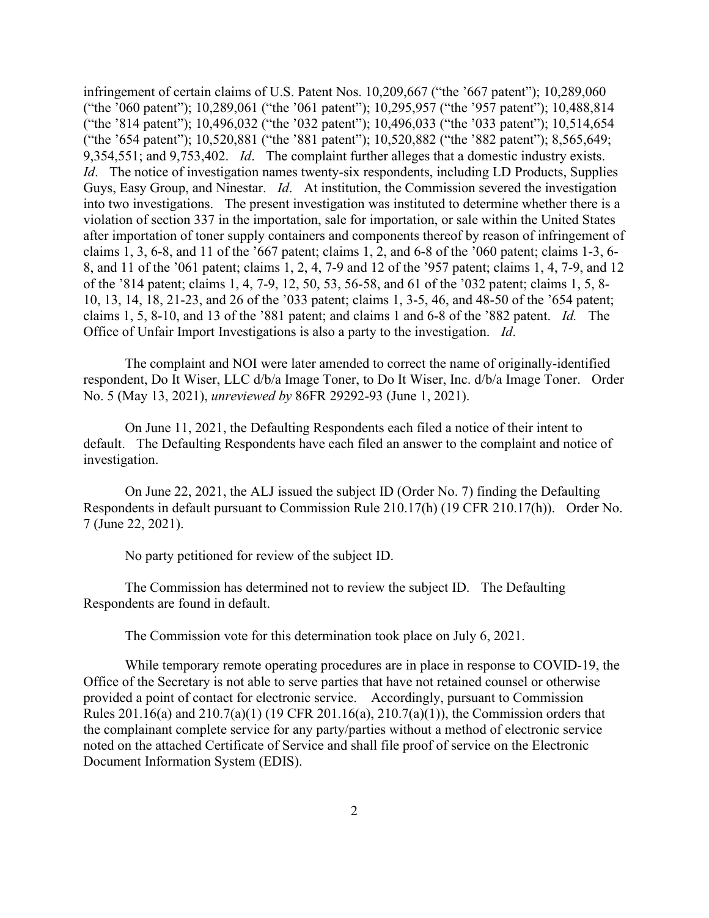infringement of certain claims of U.S. Patent Nos. 10,209,667 ("the '667 patent"); 10,289,060 ("the '060 patent"); 10,289,061 ("the '061 patent"); 10,295,957 ("the '957 patent"); 10,488,814 ("the '814 patent"); 10,496,032 ("the '032 patent"); 10,496,033 ("the '033 patent"); 10,514,654 ("the '654 patent"); 10,520,881 ("the '881 patent"); 10,520,882 ("the '882 patent"); 8,565,649; 9,354,551; and 9,753,402. *Id*. The complaint further alleges that a domestic industry exists. *Id*. The notice of investigation names twenty-six respondents, including LD Products, Supplies Guys, Easy Group, and Ninestar. *Id*. At institution, the Commission severed the investigation into two investigations. The present investigation was instituted to determine whether there is a violation of section 337 in the importation, sale for importation, or sale within the United States after importation of toner supply containers and components thereof by reason of infringement of claims 1, 3, 6-8, and 11 of the '667 patent; claims 1, 2, and 6-8 of the '060 patent; claims 1-3, 6-8, and 11 of the '061 patent; claims 1, 2, 4, 7-9 and 12 of the '957 patent; claims 1, 4, 7-9, and 12 of the '814 patent; claims 1, 4, 7-9, 12, 50, 53, 56-58, and 61 of the '032 patent; claims 1, 5, 8-10, 13, 14, 18, 21-23, and 26 of the '033 patent; claims 1, 3-5, 46, and 48-50 of the '654 patent; claims 1, 5, 8-10, and 13 of the '881 patent; and claims 1 and 6-8 of the '882 patent. *Id.* The Office of Unfair Import Investigations is also a party to the investigation. *Id*.

The complaint and NOI were later amended to correct the name of originally-identified respondent, Do It Wiser, LLC d/b/a Image Toner, to Do It Wiser, Inc. d/b/a Image Toner. Order No. 5 (May 13, 2021), *unreviewed by* 86FR 29292-93 (June 1, 2021).

On June 11, 2021, the Defaulting Respondents each filed a notice of their intent to default. The Defaulting Respondents have each filed an answer to the complaint and notice of investigation.

On June 22, 2021, the ALJ issued the subject ID (Order No. 7) finding the Defaulting Respondents in default pursuant to Commission Rule 210.17(h) (19 CFR 210.17(h)). Order No. 7 (June 22, 2021).

No party petitioned for review of the subject ID.

The Commission has determined not to review the subject ID. The Defaulting Respondents are found in default.

The Commission vote for this determination took place on July 6, 2021.

While temporary remote operating procedures are in place in response to COVID-19, the Office of the Secretary is not able to serve parties that have not retained counsel or otherwise provided a point of contact for electronic service. Accordingly, pursuant to Commission Rules 201.16(a) and 210.7(a)(1) (19 CFR 201.16(a), 210.7(a)(1)), the Commission orders that the complainant complete service for any party/parties without a method of electronic service noted on the attached Certificate of Service and shall file proof of service on the Electronic Document Information System (EDIS).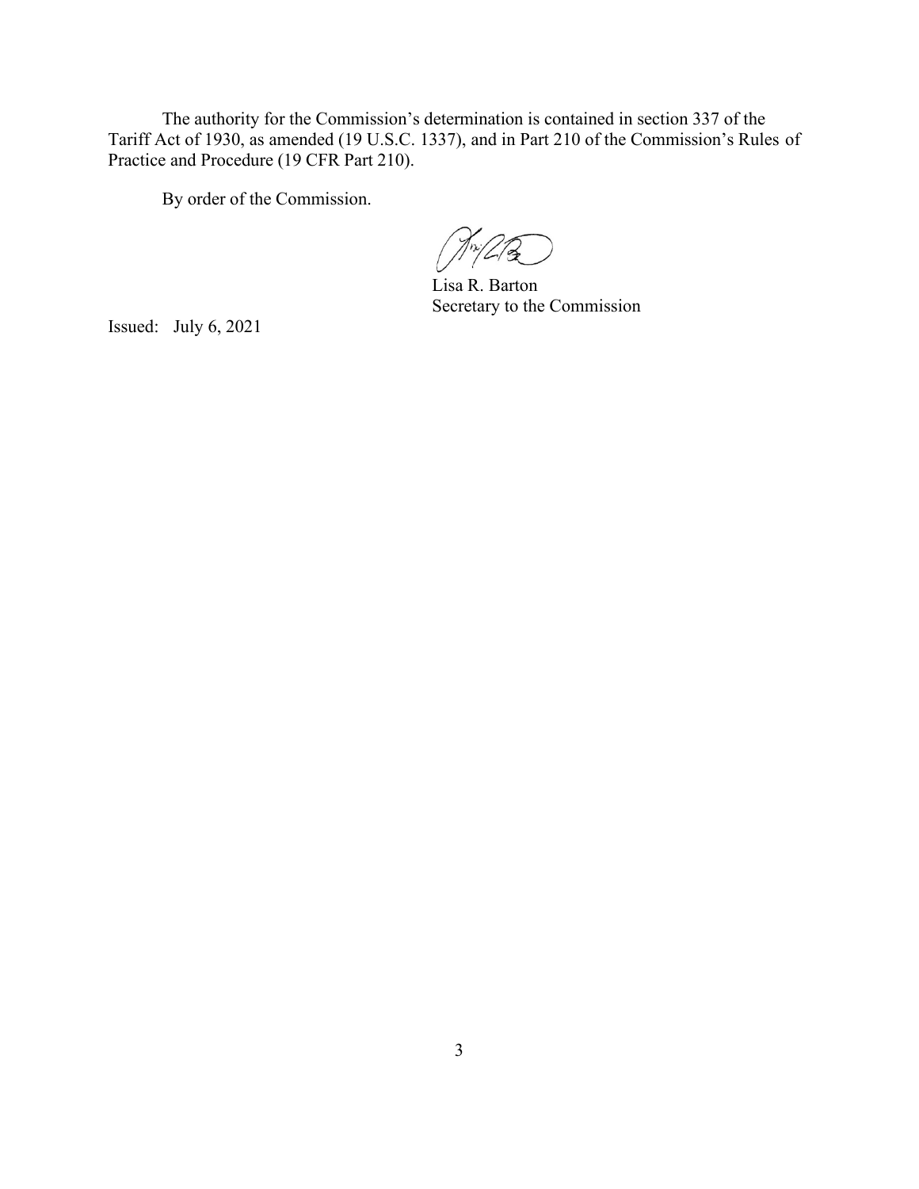The authority for the Commission's determination is contained in section 337 of the Tariff Act of 1930, as amended (19 U.S.C. 1337), and in Part 210 of the Commission's Rules of Practice and Procedure (19 CFR Part 210).

By order of the Commission.

Lisa R. Barton
Secretary to the Commission

Issued: July 6, 2021